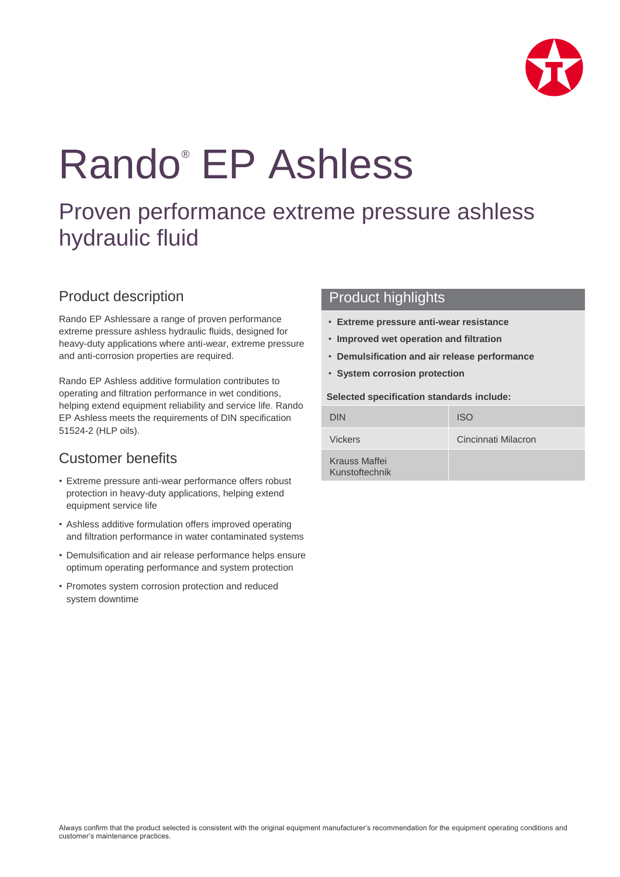# Rando® EP Ashless

## Proven performance extreme pressure ashless hydraulic fluid

### Product description

Rando EP Ashlessare a range of proven performance extreme pressure ashless hydraulic fluids, designed for heavy-duty applications where anti-wear, extreme pressure and anti-corrosion properties are required.

Rando EP Ashless additive formulation contributes to operating and filtration performance in wet conditions, helping extend equipment reliability and service life. Rando EP Ashless meets the requirements of DIN specification 51524-2 (HLP oils).

### Customer benefits

- Extreme pressure anti-wear performance offers robust protection in heavy-duty applications, helping extend equipment service life
- Ashless additive formulation offers improved operating and filtration performance in water contaminated systems
- Demulsification and air release performance helps ensure optimum operating performance and system protection
- Promotes system corrosion protection and reduced system downtime

### Product highlights

- **Extreme pressure anti-wear resistance**
- **Improved wet operation and filtration**
- **Demulsification and air release performance**
- **System corrosion protection**

**Selected specification standards include:**

| | |
|---|---|
| DIN | ISO |
| Vickers | Cincinnati Milacron |
| Krauss Maffei Kunstoftechnik | |

Always confirm that the product selected is consistent with the original equipment manufacturer's recommendation for the equipment operating conditions and customer's maintenance practices.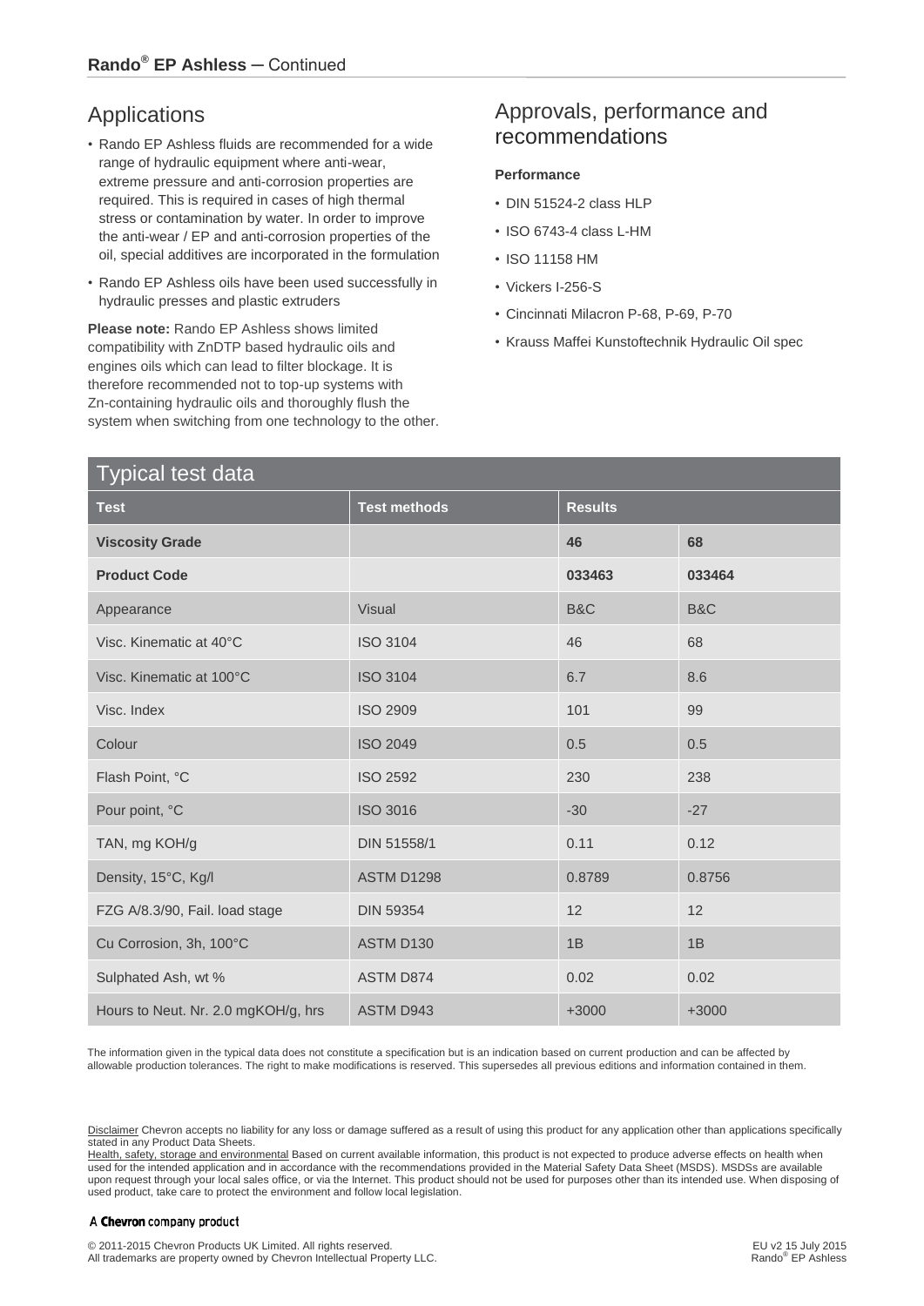## Applications

- Rando EP Ashless fluids are recommended for a wide range of hydraulic equipment where anti-wear, extreme pressure and anti-corrosion properties are required. This is required in cases of high thermal stress or contamination by water. In order to improve the anti-wear / EP and anti-corrosion properties of the oil, special additives are incorporated in the formulation
- Rando EP Ashless oils have been used successfully in hydraulic presses and plastic extruders

**Please note:** Rando EP Ashless shows limited compatibility with ZnDTP based hydraulic oils and engines oils which can lead to filter blockage. It is therefore recommended not to top-up systems with Zn-containing hydraulic oils and thoroughly flush the system when switching from one technology to the other.

## Approvals, performance and recommendations

**Performance**

- DIN 51524-2 class HLP
- ISO 6743-4 class L-HM
- ISO 11158 HM
- Vickers I-256-S
- Cincinnati Milacron P-68, P-69, P-70
- Krauss Maffei Kunstoftechnik Hydraulic Oil spec

## Typical test data

| Test | Test methods | Results | |
|---|---|---|---|
| **Viscosity Grade** | | **46** | **68** |
| **Product Code** | | **033463** | **033464** |
| Appearance | Visual | B&C | B&C |
| Visc. Kinematic at 40°C | ISO 3104 | 46 | 68 |
| Visc. Kinematic at 100°C | ISO 3104 | 6.7 | 8.6 |
| Visc. Index | ISO 2909 | 101 | 99 |
| Colour | ISO 2049 | 0.5 | 0.5 |
| Flash Point, °C | ISO 2592 | 230 | 238 |
| Pour point, °C | ISO 3016 | -30 | -27 |
| TAN, mg KOH/g | DIN 51558/1 | 0.11 | 0.12 |
| Density, 15°C, Kg/l | ASTM D1298 | 0.8789 | 0.8756 |
| FZG A/8.3/90, Fail. load stage | DIN 59354 | 12 | 12 |
| Cu Corrosion, 3h, 100°C | ASTM D130 | 1B | 1B |
| Sulphated Ash, wt % | ASTM D874 | 0.02 | 0.02 |
| Hours to Neut. Nr. 2.0 mgKOH/g, hrs | ASTM D943 | +3000 | +3000 |

The information given in the typical data does not constitute a specification but is an indication based on current production and can be affected by allowable production tolerances. The right to make modifications is reserved. This supersedes all previous editions and information contained in them.

Disclaimer Chevron accepts no liability for any loss or damage suffered as a result of using this product for any application other than applications specifically stated in any Product Data Sheets.
Health, safety, storage and environmental Based on current available information, this product is not expected to produce adverse effects on health when used for the intended application and in accordance with the recommendations provided in the Material Safety Data Sheet (MSDS). MSDSs are available upon request through your local sales office, or via the Internet. This product should not be used for purposes other than its intended use. When disposing of used product, take care to protect the environment and follow local legislation.

A Chevron company product

© 2011-2015 Chevron Products UK Limited. All rights reserved.
All trademarks are property owned by Chevron Intellectual Property LLC.

EU v2 15 July 2015
Rando® EP Ashless